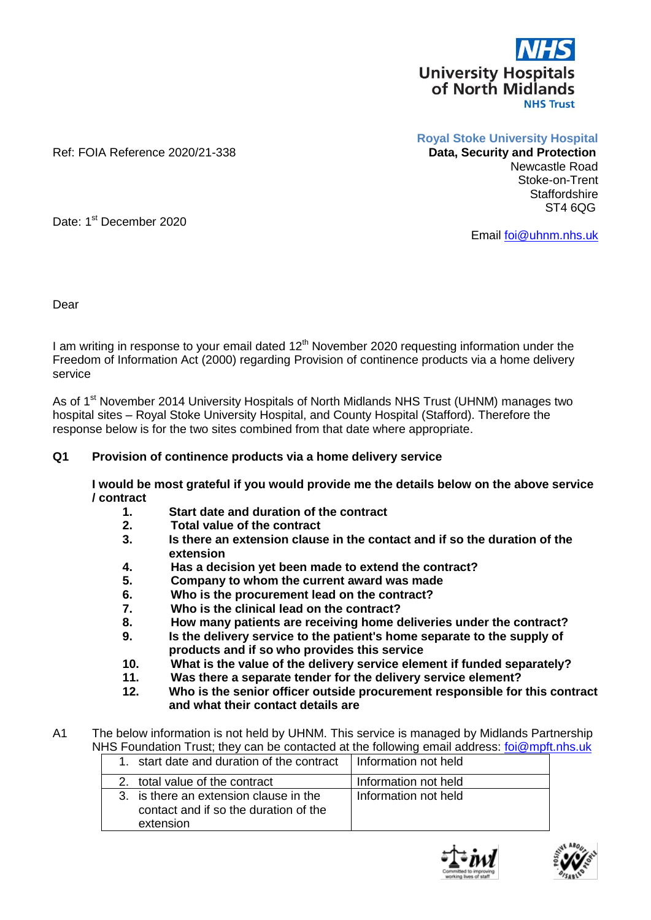**NHS**
**University Hospitals of North Midlands**
**NHS Trust**

**Royal Stoke University Hospital**
**Data, Security and Protection**
Newcastle Road
Stoke-on-Trent
Staffordshire
ST4 6QG

Email foi@uhnm.nhs.uk

Ref: FOIA Reference 2020/21-338

Date: 1st December 2020

Dear

I am writing in response to your email dated 12th November 2020 requesting information under the Freedom of Information Act (2000) regarding Provision of continence products via a home delivery service

As of 1st November 2014 University Hospitals of North Midlands NHS Trust (UHNM) manages two hospital sites – Royal Stoke University Hospital, and County Hospital (Stafford). Therefore the response below is for the two sites combined from that date where appropriate.

**Q1 Provision of continence products via a home delivery service**

**I would be most grateful if you would provide me the details below on the above service / contract**

1. **Start date and duration of the contract**
2. **Total value of the contract**
3. **Is there an extension clause in the contact and if so the duration of the extension**
4. **Has a decision yet been made to extend the contract?**
5. **Company to whom the current award was made**
6. **Who is the procurement lead on the contract?**
7. **Who is the clinical lead on the contract?**
8. **How many patients are receiving home deliveries under the contract?**
9. **Is the delivery service to the patient's home separate to the supply of products and if so who provides this service**
10. **What is the value of the delivery service element if funded separately?**
11. **Was there a separate tender for the delivery service element?**
12. **Who is the senior officer outside procurement responsible for this contract and what their contact details are**

A1 The below information is not held by UHNM. This service is managed by Midlands Partnership NHS Foundation Trust; they can be contacted at the following email address: foi@mpft.nhs.uk

| | |
|---|---|
| 1. start date and duration of the contract | Information not held |
| 2. total value of the contract | Information not held |
| 3. is there an extension clause in the contact and if so the duration of the extension | Information not held |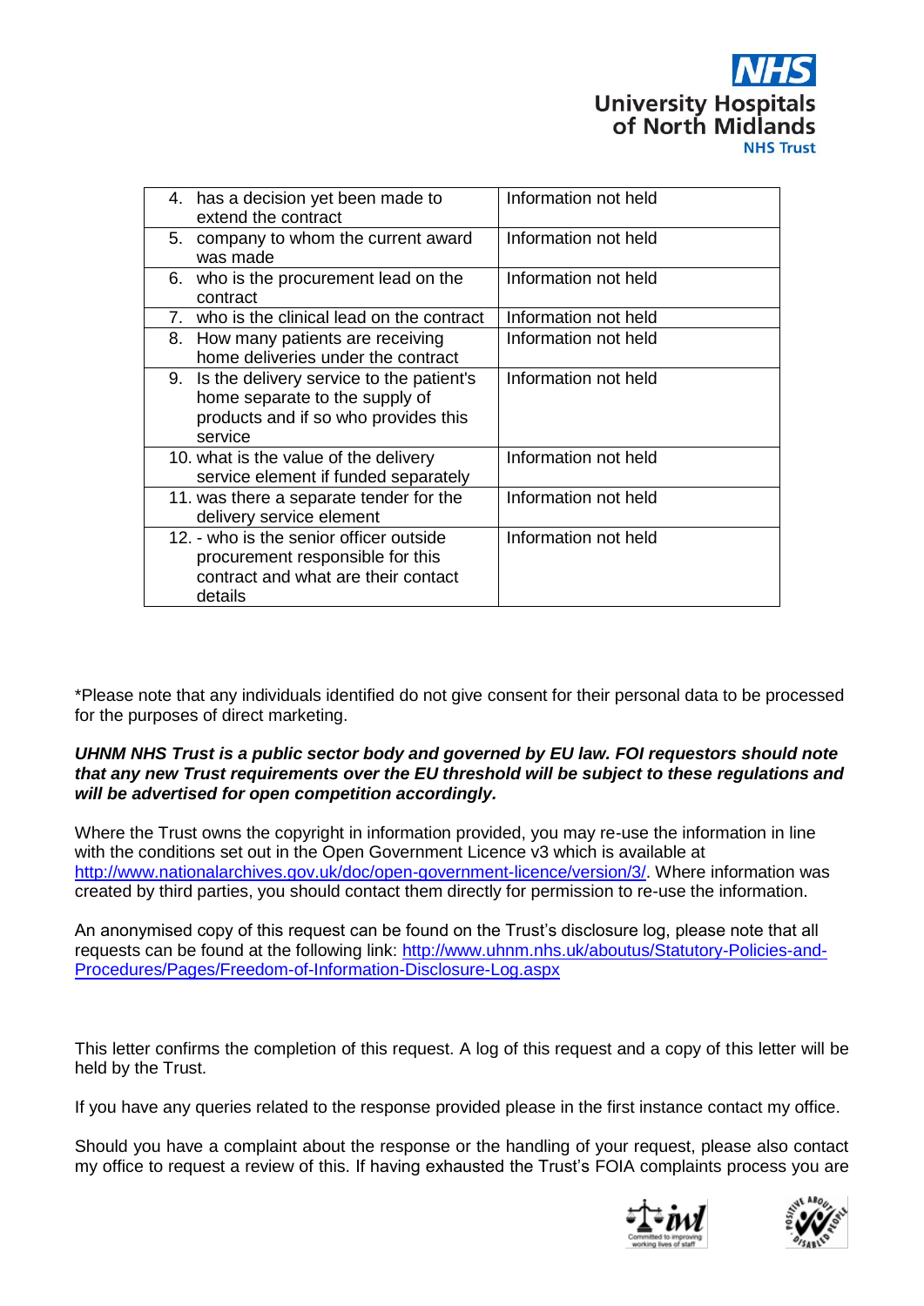| | |
|---|---|
| 4. has a decision yet been made to extend the contract | Information not held |
| 5. company to whom the current award was made | Information not held |
| 6. who is the procurement lead on the contract | Information not held |
| 7. who is the clinical lead on the contract | Information not held |
| 8. How many patients are receiving home deliveries under the contract | Information not held |
| 9. Is the delivery service to the patient's home separate to the supply of products and if so who provides this service | Information not held |
| 10. what is the value of the delivery service element if funded separately | Information not held |
| 11. was there a separate tender for the delivery service element | Information not held |
| 12. - who is the senior officer outside procurement responsible for this contract and what are their contact details | Information not held |

*Please note that any individuals identified do not give consent for their personal data to be processed for the purposes of direct marketing.

***UHNM NHS Trust is a public sector body and governed by EU law. FOI requestors should note that any new Trust requirements over the EU threshold will be subject to these regulations and will be advertised for open competition accordingly.***

Where the Trust owns the copyright in information provided, you may re-use the information in line with the conditions set out in the Open Government Licence v3 which is available at http://www.nationalarchives.gov.uk/doc/open-government-licence/version/3/. Where information was created by third parties, you should contact them directly for permission to re-use the information.

An anonymised copy of this request can be found on the Trust's disclosure log, please note that all requests can be found at the following link: http://www.uhnm.nhs.uk/aboutus/Statutory-Policies-and-Procedures/Pages/Freedom-of-Information-Disclosure-Log.aspx

This letter confirms the completion of this request. A log of this request and a copy of this letter will be held by the Trust.

If you have any queries related to the response provided please in the first instance contact my office.

Should you have a complaint about the response or the handling of your request, please also contact my office to request a review of this. If having exhausted the Trust's FOIA complaints process you are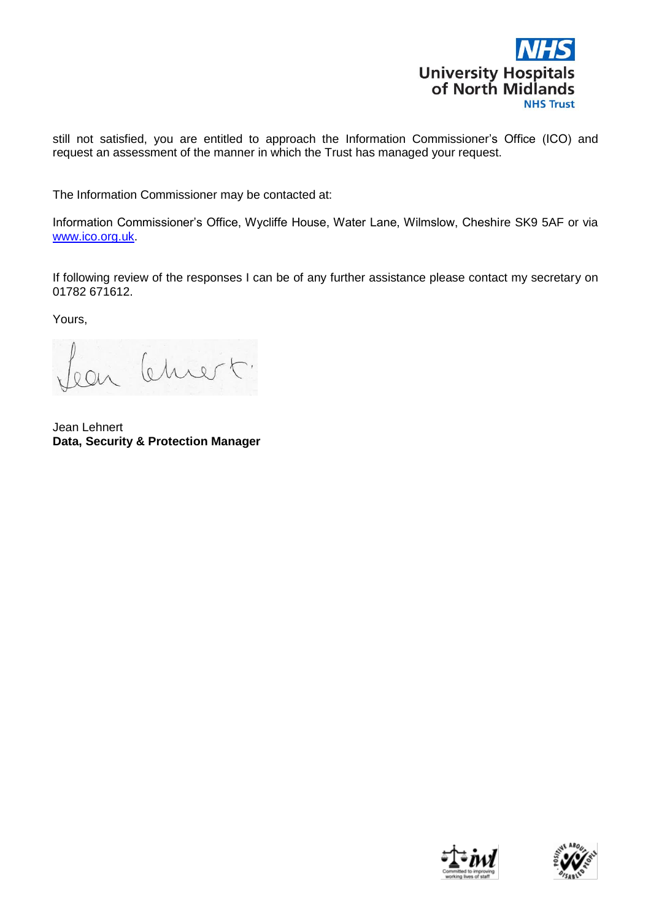still not satisfied, you are entitled to approach the Information Commissioner's Office (ICO) and request an assessment of the manner in which the Trust has managed your request.

The Information Commissioner may be contacted at:

Information Commissioner's Office, Wycliffe House, Water Lane, Wilmslow, Cheshire SK9 5AF or via www.ico.org.uk.

If following review of the responses I can be of any further assistance please contact my secretary on 01782 671612.

Yours,

Jean Lehnert
**Data, Security & Protection Manager**